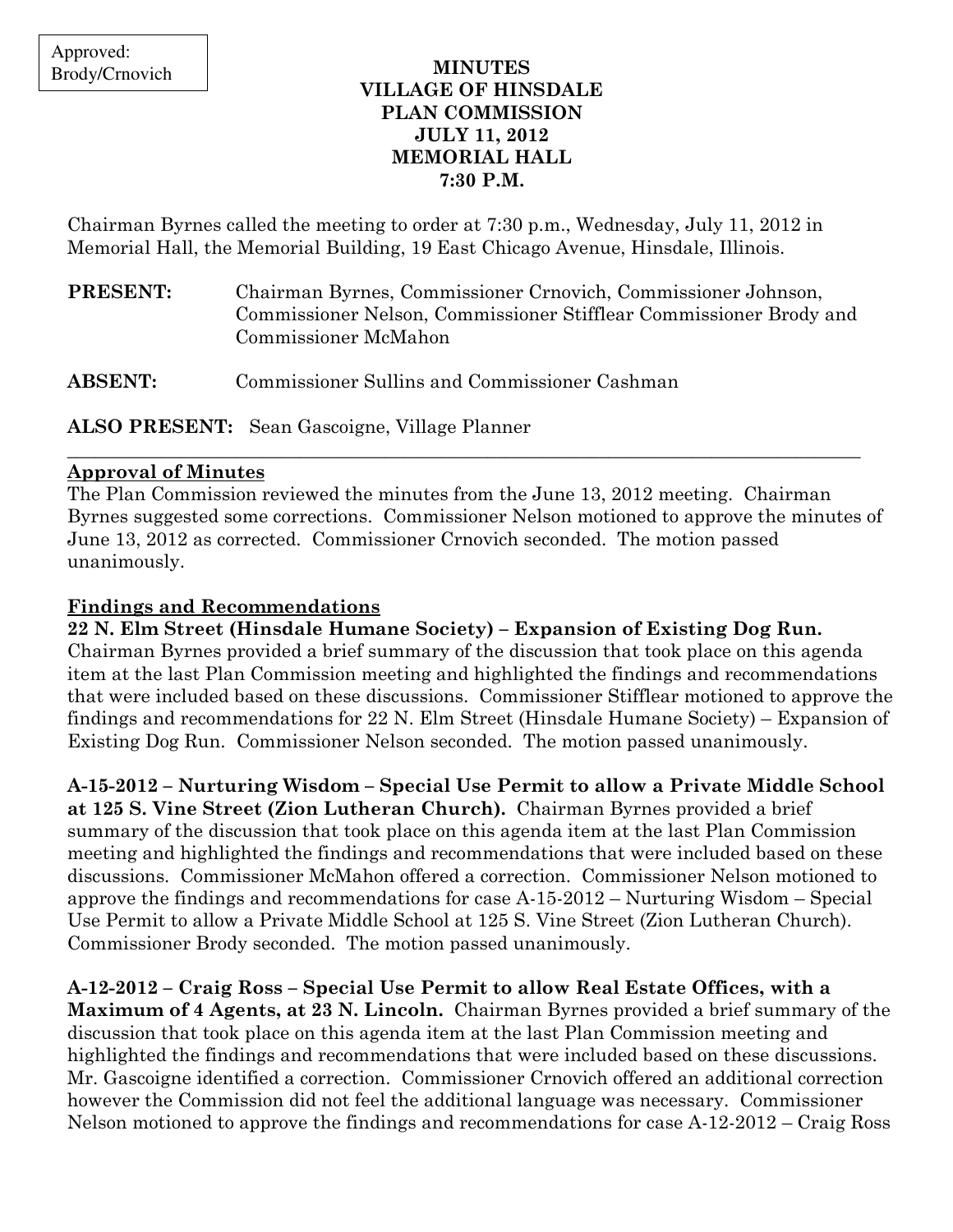Approved: Brody/Crnovich

# MINUTES
# VILLAGE OF HINSDALE
# PLAN COMMISSION
# JULY 11, 2012
# MEMORIAL HALL
# 7:30 P.M.

Chairman Byrnes called the meeting to order at 7:30 p.m., Wednesday, July 11, 2012 in Memorial Hall, the Memorial Building, 19 East Chicago Avenue, Hinsdale, Illinois.

**PRESENT:** Chairman Byrnes, Commissioner Crnovich, Commissioner Johnson, Commissioner Nelson, Commissioner Stifflear Commissioner Brody and Commissioner McMahon

**ABSENT:** Commissioner Sullins and Commissioner Cashman

**ALSO PRESENT:** Sean Gascoigne, Village Planner

---

**Approval of Minutes**

The Plan Commission reviewed the minutes from the June 13, 2012 meeting. Chairman Byrnes suggested some corrections. Commissioner Nelson motioned to approve the minutes of June 13, 2012 as corrected. Commissioner Crnovich seconded. The motion passed unanimously.

**Findings and Recommendations**

**22 N. Elm Street (Hinsdale Humane Society) – Expansion of Existing Dog Run.** Chairman Byrnes provided a brief summary of the discussion that took place on this agenda item at the last Plan Commission meeting and highlighted the findings and recommendations that were included based on these discussions. Commissioner Stifflear motioned to approve the findings and recommendations for 22 N. Elm Street (Hinsdale Humane Society) – Expansion of Existing Dog Run. Commissioner Nelson seconded. The motion passed unanimously.

**A-15-2012 – Nurturing Wisdom – Special Use Permit to allow a Private Middle School at 125 S. Vine Street (Zion Lutheran Church).** Chairman Byrnes provided a brief summary of the discussion that took place on this agenda item at the last Plan Commission meeting and highlighted the findings and recommendations that were included based on these discussions. Commissioner McMahon offered a correction. Commissioner Nelson motioned to approve the findings and recommendations for case A-15-2012 – Nurturing Wisdom – Special Use Permit to allow a Private Middle School at 125 S. Vine Street (Zion Lutheran Church). Commissioner Brody seconded. The motion passed unanimously.

**A-12-2012 – Craig Ross – Special Use Permit to allow Real Estate Offices, with a Maximum of 4 Agents, at 23 N. Lincoln.** Chairman Byrnes provided a brief summary of the discussion that took place on this agenda item at the last Plan Commission meeting and highlighted the findings and recommendations that were included based on these discussions. Mr. Gascoigne identified a correction. Commissioner Crnovich offered an additional correction however the Commission did not feel the additional language was necessary. Commissioner Nelson motioned to approve the findings and recommendations for case A-12-2012 – Craig Ross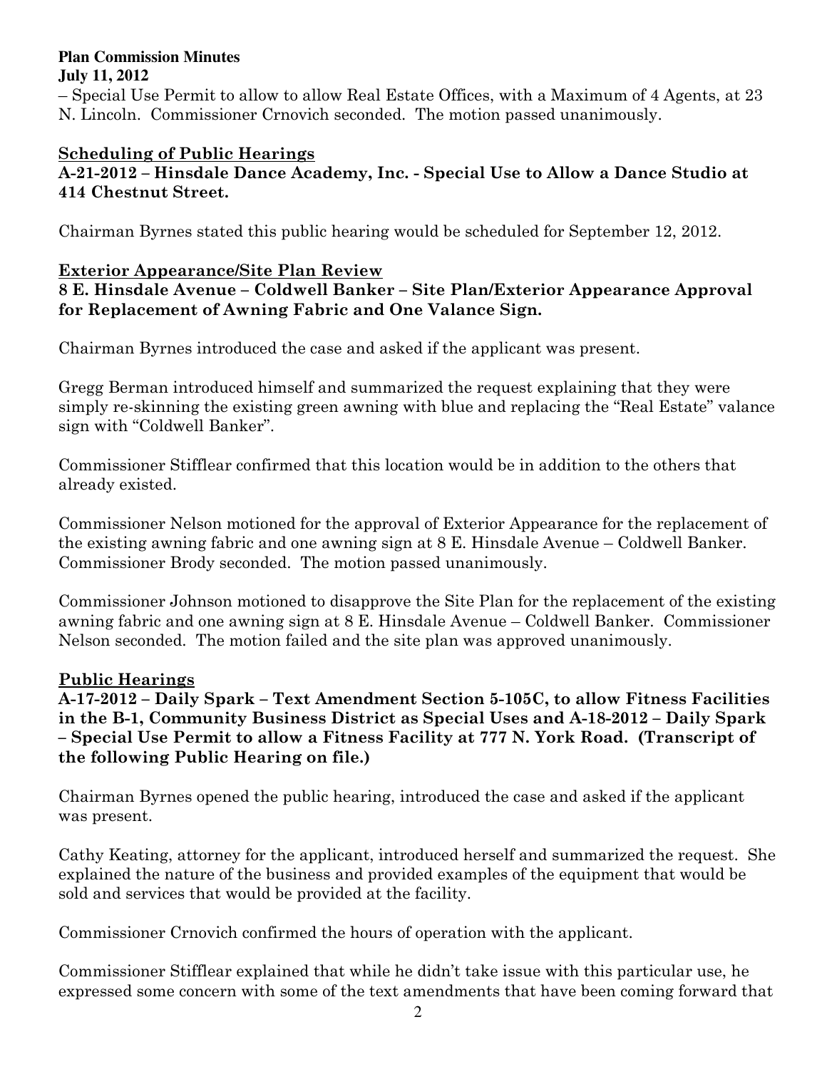– Special Use Permit to allow to allow Real Estate Offices, with a Maximum of 4 Agents, at 23 N. Lincoln. Commissioner Crnovich seconded. The motion passed unanimously.

## Scheduling of Public Hearings

**A-21-2012 – Hinsdale Dance Academy, Inc. - Special Use to Allow a Dance Studio at 414 Chestnut Street.**

Chairman Byrnes stated this public hearing would be scheduled for September 12, 2012.

## Exterior Appearance/Site Plan Review

**8 E. Hinsdale Avenue – Coldwell Banker – Site Plan/Exterior Appearance Approval for Replacement of Awning Fabric and One Valance Sign.**

Chairman Byrnes introduced the case and asked if the applicant was present.

Gregg Berman introduced himself and summarized the request explaining that they were simply re-skinning the existing green awning with blue and replacing the "Real Estate" valance sign with "Coldwell Banker".

Commissioner Stifflear confirmed that this location would be in addition to the others that already existed.

Commissioner Nelson motioned for the approval of Exterior Appearance for the replacement of the existing awning fabric and one awning sign at 8 E. Hinsdale Avenue – Coldwell Banker. Commissioner Brody seconded. The motion passed unanimously.

Commissioner Johnson motioned to disapprove the Site Plan for the replacement of the existing awning fabric and one awning sign at 8 E. Hinsdale Avenue – Coldwell Banker. Commissioner Nelson seconded. The motion failed and the site plan was approved unanimously.

## Public Hearings

**A-17-2012 – Daily Spark – Text Amendment Section 5-105C, to allow Fitness Facilities in the B-1, Community Business District as Special Uses and A-18-2012 – Daily Spark – Special Use Permit to allow a Fitness Facility at 777 N. York Road. (Transcript of the following Public Hearing on file.)**

Chairman Byrnes opened the public hearing, introduced the case and asked if the applicant was present.

Cathy Keating, attorney for the applicant, introduced herself and summarized the request. She explained the nature of the business and provided examples of the equipment that would be sold and services that would be provided at the facility.

Commissioner Crnovich confirmed the hours of operation with the applicant.

Commissioner Stifflear explained that while he didn't take issue with this particular use, he expressed some concern with some of the text amendments that have been coming forward that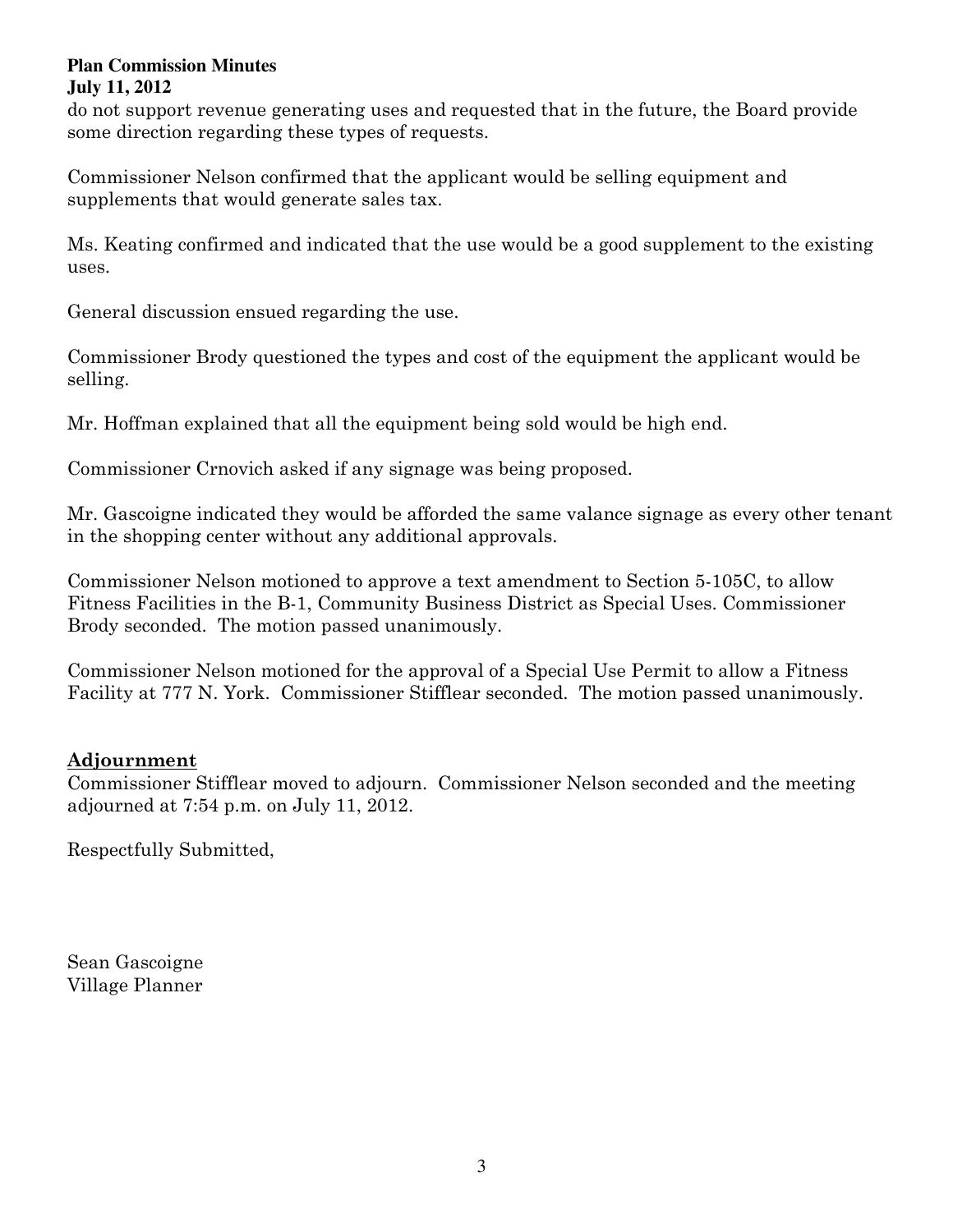do not support revenue generating uses and requested that in the future, the Board provide some direction regarding these types of requests.

Commissioner Nelson confirmed that the applicant would be selling equipment and supplements that would generate sales tax.

Ms. Keating confirmed and indicated that the use would be a good supplement to the existing uses.

General discussion ensued regarding the use.

Commissioner Brody questioned the types and cost of the equipment the applicant would be selling.

Mr. Hoffman explained that all the equipment being sold would be high end.

Commissioner Crnovich asked if any signage was being proposed.

Mr. Gascoigne indicated they would be afforded the same valance signage as every other tenant in the shopping center without any additional approvals.

Commissioner Nelson motioned to approve a text amendment to Section 5-105C, to allow Fitness Facilities in the B-1, Community Business District as Special Uses. Commissioner Brody seconded. The motion passed unanimously.

Commissioner Nelson motioned for the approval of a Special Use Permit to allow a Fitness Facility at 777 N. York. Commissioner Stifflear seconded. The motion passed unanimously.

## Adjournment

Commissioner Stifflear moved to adjourn. Commissioner Nelson seconded and the meeting adjourned at 7:54 p.m. on July 11, 2012.

Respectfully Submitted,

Sean Gascoigne
Village Planner